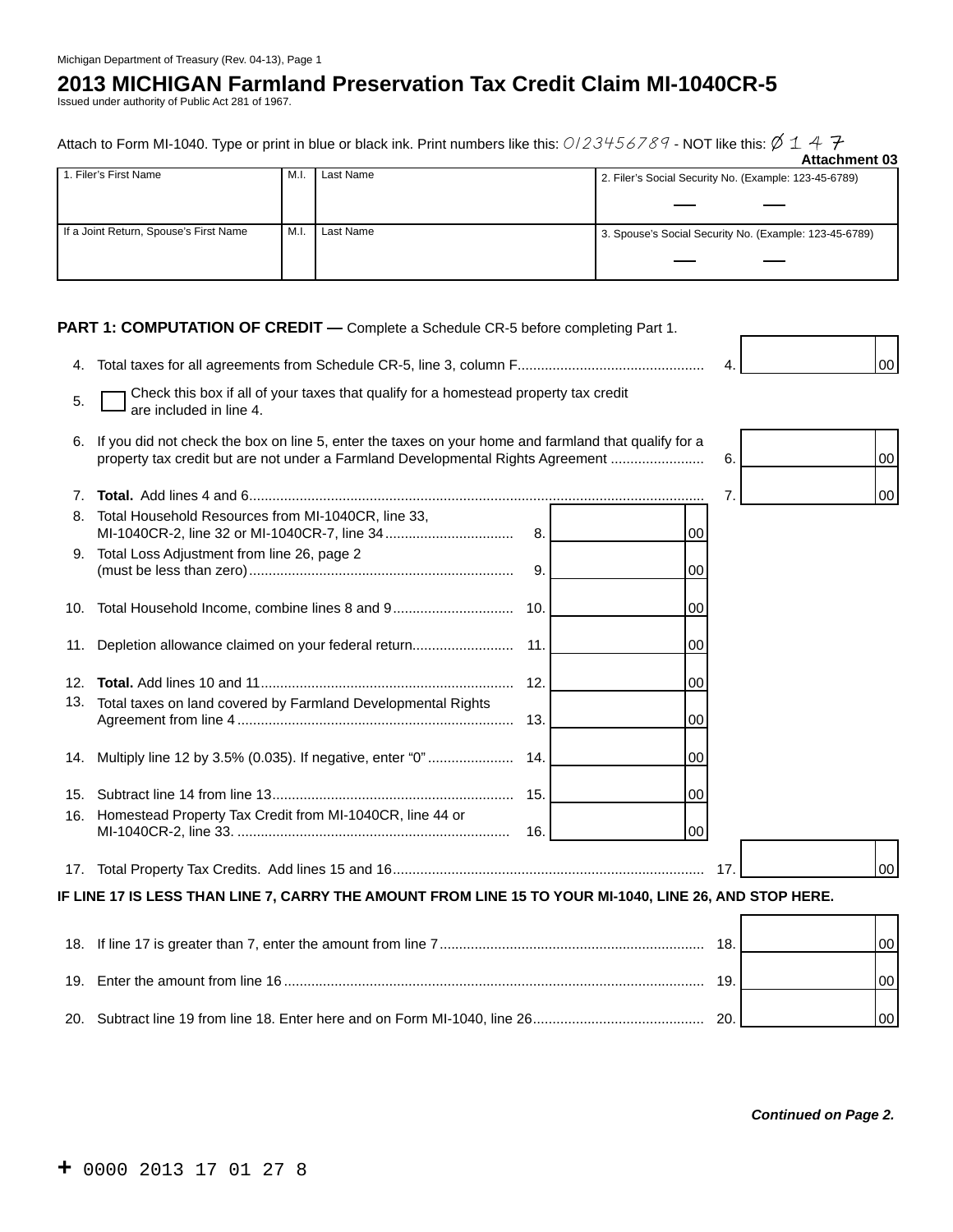Michigan Department of Treasury (Rev. 04-13), Page 1

# 2013 MICHIGAN Farmland Preservation Tax Credit Claim MI-1040CR-5

Issued under authority of Public Act 281 of 1967.

Attach to Form MI-1040. Type or print in blue or black ink. Print numbers like this: 0123456789 - NOT like this: Ø 1 4 7

**Attachment 03**

| 1. Filer's First Name | M.I. | Last Name | 2. Filer's Social Security No. (Example: 123-45-6789) |
|---|---|---|---|
| If a Joint Return, Spouse's First Name | M.I. | Last Name | 3. Spouse's Social Security No. (Example: 123-45-6789) |

## PART 1: COMPUTATION OF CREDIT — Complete a Schedule CR-5 before completing Part 1.

4. Total taxes for all agreements from Schedule CR-5, line 3, column F ..... 4. ______ 00

5. ☐ Check this box if all of your taxes that qualify for a homestead property tax credit are included in line 4.

6. If you did not check the box on line 5, enter the taxes on your home and farmland that qualify for a property tax credit but are not under a Farmland Developmental Rights Agreement ..... 6. ______ 00

7. **Total.** Add lines 4 and 6 ..... 7. ______ 00

8. Total Household Resources from MI-1040CR, line 33, MI-1040CR-2, line 32 or MI-1040CR-7, line 34 ..... 8. ______ 00

9. Total Loss Adjustment from line 26, page 2 (must be less than zero) ..... 9. ______ 00

10. Total Household Income, combine lines 8 and 9 ..... 10. ______ 00

11. Depletion allowance claimed on your federal return ..... 11. ______ 00

12. **Total.** Add lines 10 and 11 ..... 12. ______ 00

13. Total taxes on land covered by Farmland Developmental Rights Agreement from line 4 ..... 13. ______ 00

14. Multiply line 12 by 3.5% (0.035). If negative, enter "0" ..... 14. ______ 00

15. Subtract line 14 from line 13 ..... 15. ______ 00

16. Homestead Property Tax Credit from MI-1040CR, line 44 or MI-1040CR-2, line 33. ..... 16. ______ 00

17. Total Property Tax Credits. Add lines 15 and 16 ..... 17. ______ 00

**IF LINE 17 IS LESS THAN LINE 7, CARRY THE AMOUNT FROM LINE 15 TO YOUR MI-1040, LINE 26, AND STOP HERE.**

18. If line 17 is greater than 7, enter the amount from line 7 ..... 18. ______ 00

19. Enter the amount from line 16 ..... 19. ______ 00

20. Subtract line 19 from line 18. Enter here and on Form MI-1040, line 26 ..... 20. ______ 00

***Continued on Page 2.***

+ 0000 2013 17 01 27 8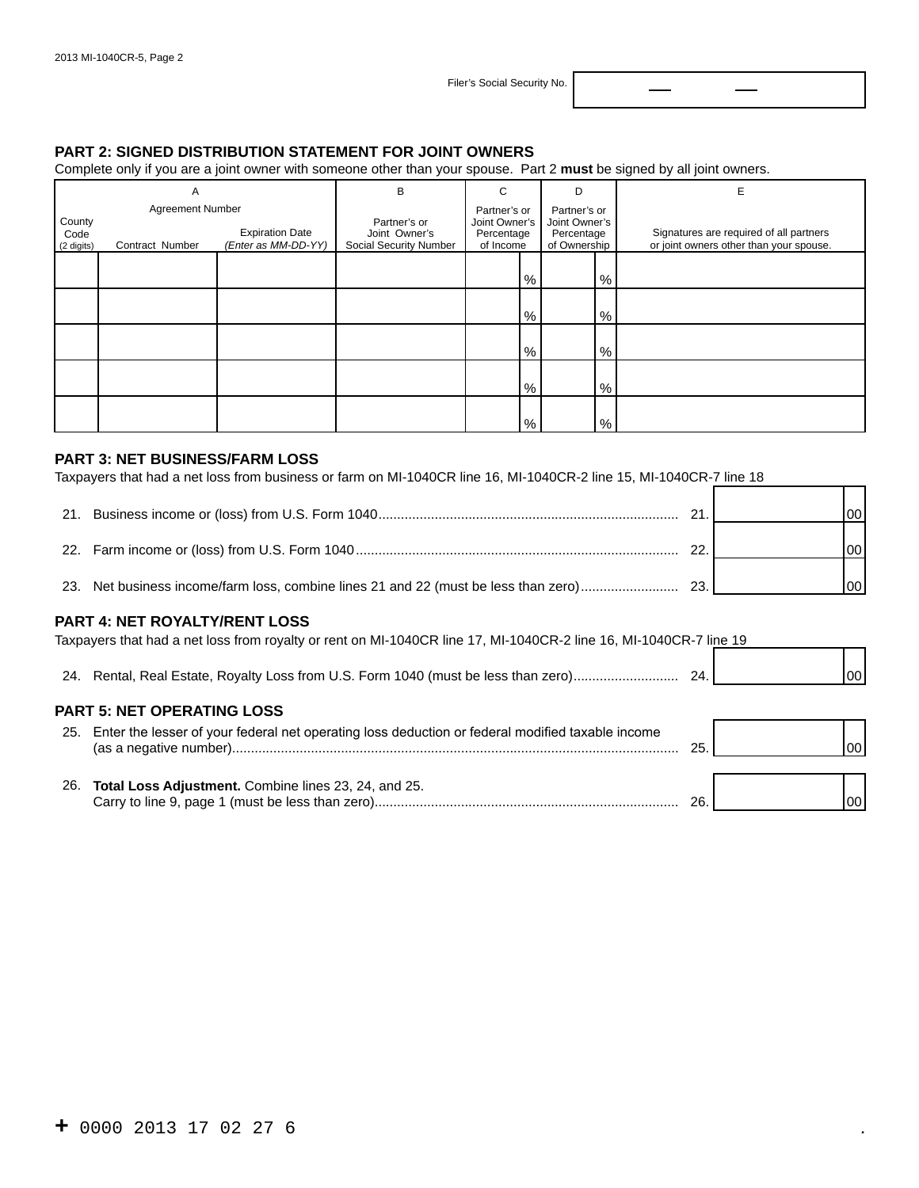Filer's Social Security No.

## PART 2: SIGNED DISTRIBUTION STATEMENT FOR JOINT OWNERS

Complete only if you are a joint owner with someone other than your spouse. Part 2 **must** be signed by all joint owners.

| A | | | B | C | D | E |
|---|---|---|---|---|---|---|
| Agreement Number | | | | | | |
| County Code (2 digits) | Contract Number | Expiration Date *(Enter as MM-DD-YY)* | Partner's or Joint Owner's Social Security Number | Partner's or Joint Owner's Percentage of Income | Partner's or Joint Owner's Percentage of Ownership | Signatures are required of all partners or joint owners other than your spouse. |
| | | | | % | % | |
| | | | | % | % | |
| | | | | % | % | |
| | | | | % | % | |
| | | | | % | % | |

## PART 3: NET BUSINESS/FARM LOSS

Taxpayers that had a net loss from business or farm on MI-1040CR line 16, MI-1040CR-2 line 15, MI-1040CR-7 line 18

21. Business income or (loss) from U.S. Form 1040 .......... 21. 00
22. Farm income or (loss) from U.S. Form 1040 .......... 22. 00
23. Net business income/farm loss, combine lines 21 and 22 (must be less than zero) .......... 23. 00

## PART 4: NET ROYALTY/RENT LOSS

Taxpayers that had a net loss from royalty or rent on MI-1040CR line 17, MI-1040CR-2 line 16, MI-1040CR-7 line 19

24. Rental, Real Estate, Royalty Loss from U.S. Form 1040 (must be less than zero) .......... 24. 00

## PART 5: NET OPERATING LOSS

25. Enter the lesser of your federal net operating loss deduction or federal modified taxable income (as a negative number) .......... 25. 00
26. **Total Loss Adjustment.** Combine lines 23, 24, and 25. Carry to line 9, page 1 (must be less than zero) .......... 26. 00

+ 0000 2013 17 02 27 6